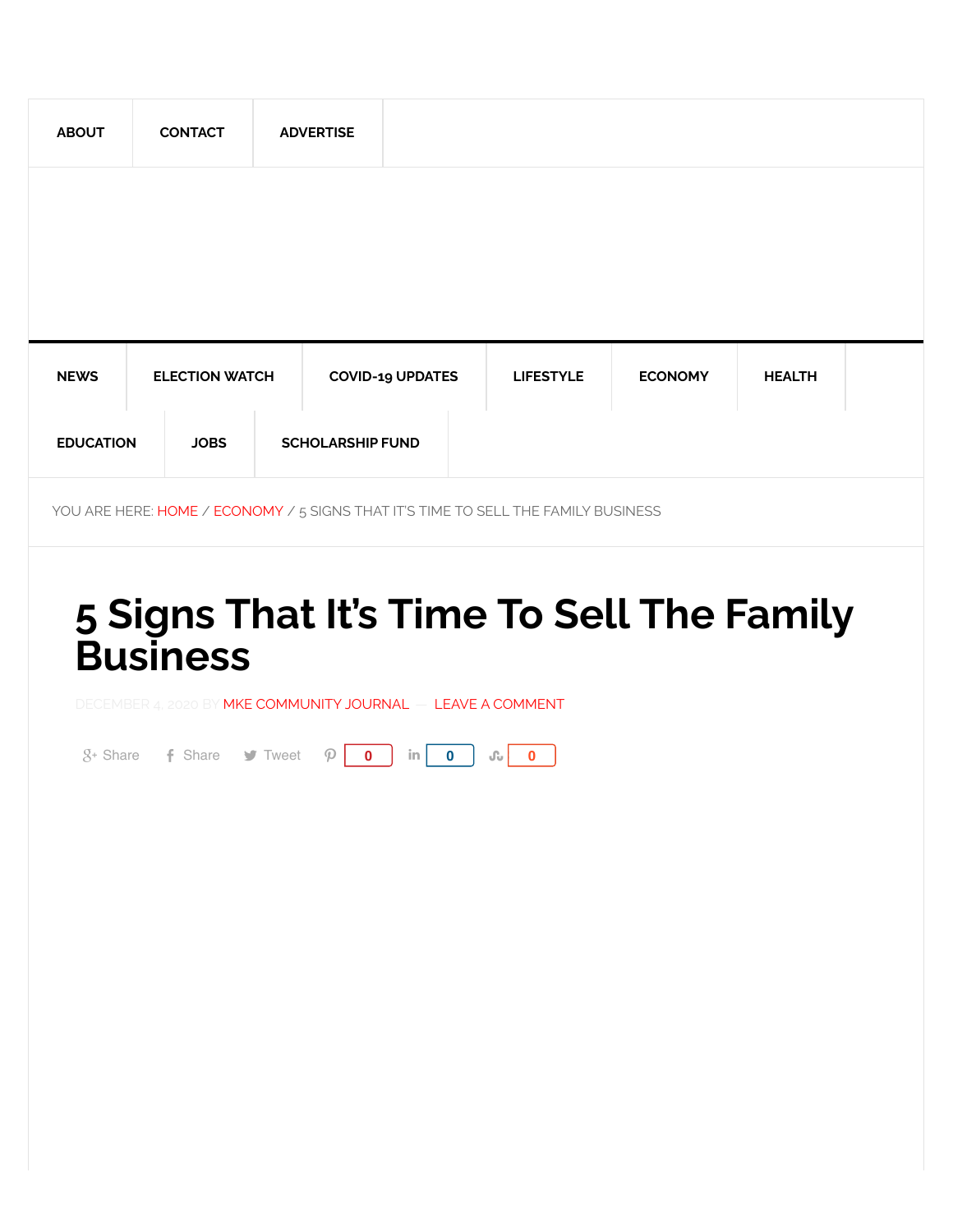ABOUT | CONTACT | ADVERTISE

NEWS | ELECTION WATCH | COVID-19 UPDATES | LIFESTYLE | ECONOMY | HEALTH | EDUCATION | JOBS | SCHOLARSHIP FUND

YOU ARE HERE: HOME / ECONOMY / 5 SIGNS THAT IT'S TIME TO SELL THE FAMILY BUSINESS

# 5 Signs That It's Time To Sell The Family Business

DECEMBER 4, 2020 BY MKE COMMUNITY JOURNAL — LEAVE A COMMENT

Share | Share | Tweet | 0 | 0 | 0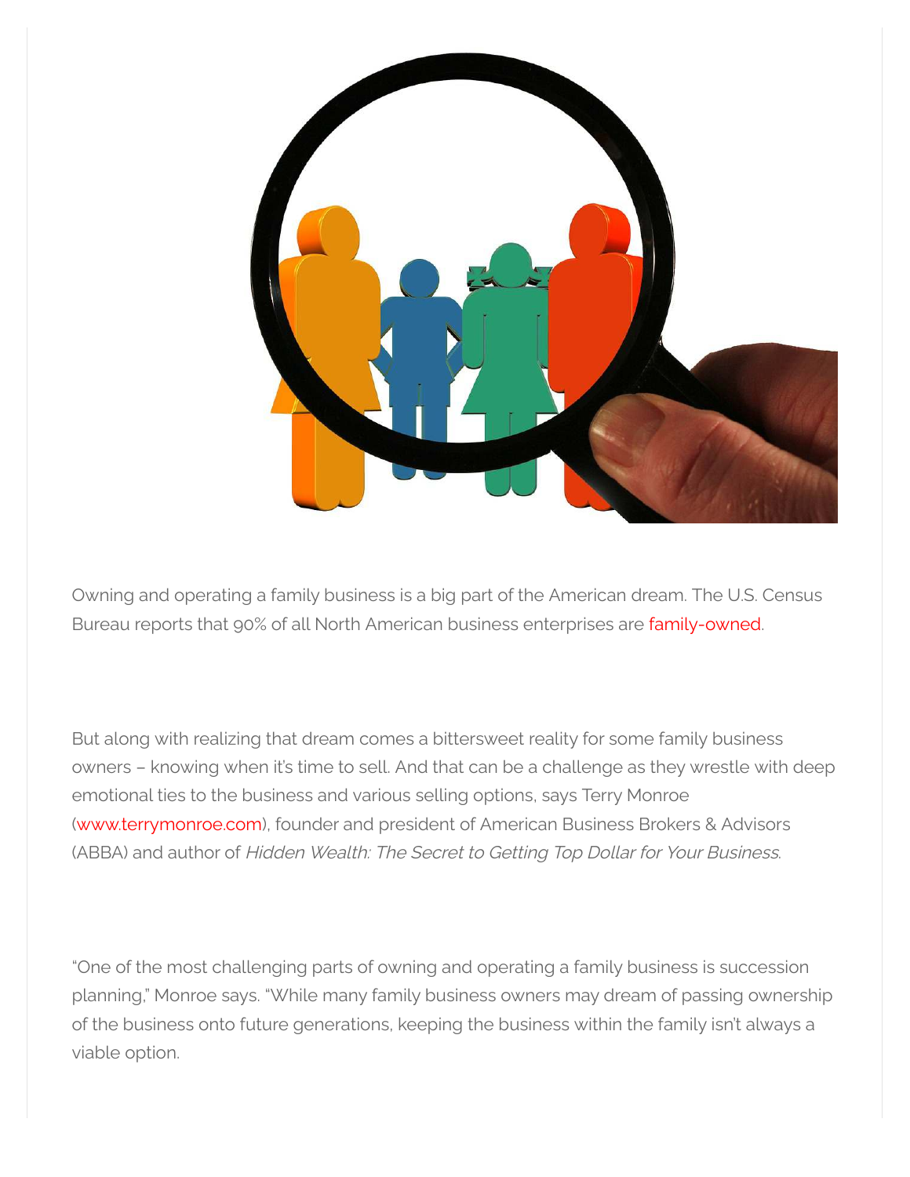Owning and operating a family business is a big part of the American dream. The U.S. Census Bureau reports that 90% of all North American business enterprises are family-owned.

But along with realizing that dream comes a bittersweet reality for some family business owners – knowing when it's time to sell. And that can be a challenge as they wrestle with deep emotional ties to the business and various selling options, says Terry Monroe (www.terrymonroe.com), founder and president of American Business Brokers & Advisors (ABBA) and author of *Hidden Wealth: The Secret to Getting Top Dollar for Your Business*.

"One of the most challenging parts of owning and operating a family business is succession planning," Monroe says. "While many family business owners may dream of passing ownership of the business onto future generations, keeping the business within the family isn't always a viable option.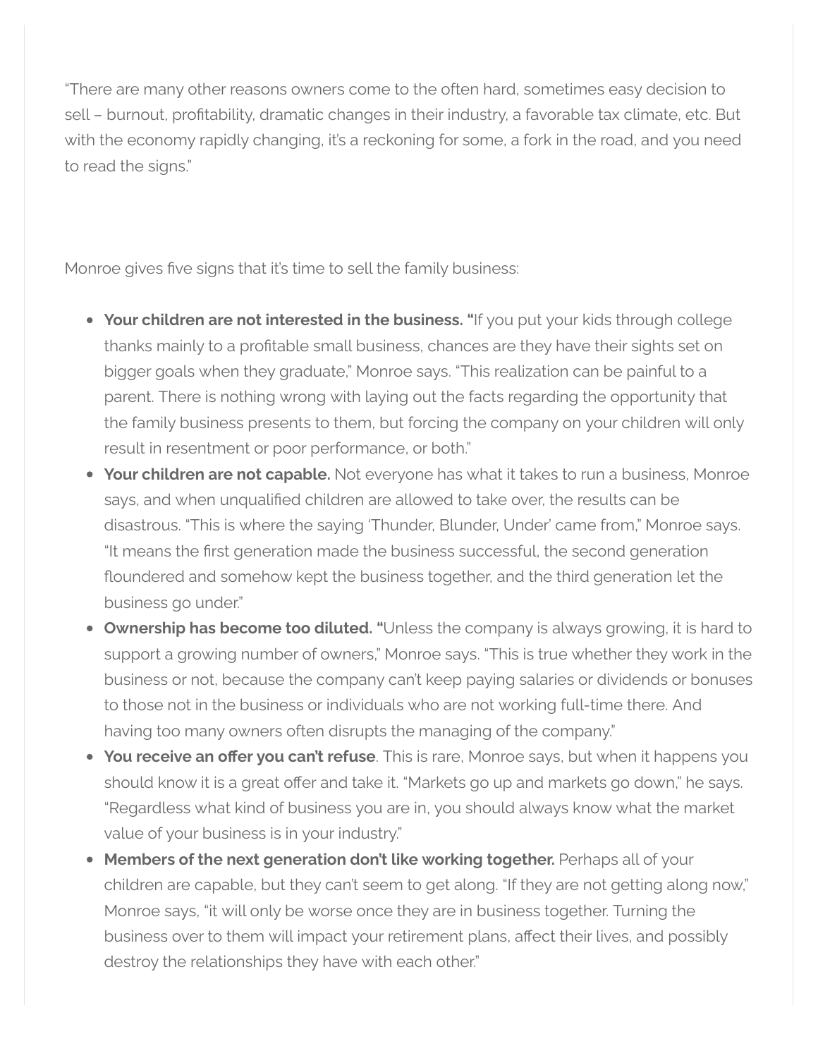"There are many other reasons owners come to the often hard, sometimes easy decision to sell – burnout, profitability, dramatic changes in their industry, a favorable tax climate, etc. But with the economy rapidly changing, it's a reckoning for some, a fork in the road, and you need to read the signs."

Monroe gives five signs that it's time to sell the family business:

- **Your children are not interested in the business. "**If you put your kids through college thanks mainly to a profitable small business, chances are they have their sights set on bigger goals when they graduate," Monroe says. "This realization can be painful to a parent. There is nothing wrong with laying out the facts regarding the opportunity that the family business presents to them, but forcing the company on your children will only result in resentment or poor performance, or both."
- **Your children are not capable.** Not everyone has what it takes to run a business, Monroe says, and when unqualified children are allowed to take over, the results can be disastrous. "This is where the saying 'Thunder, Blunder, Under' came from," Monroe says. "It means the first generation made the business successful, the second generation floundered and somehow kept the business together, and the third generation let the business go under."
- **Ownership has become too diluted. "**Unless the company is always growing, it is hard to support a growing number of owners," Monroe says. "This is true whether they work in the business or not, because the company can't keep paying salaries or dividends or bonuses to those not in the business or individuals who are not working full-time there. And having too many owners often disrupts the managing of the company."
- **You receive an offer you can't refuse**. This is rare, Monroe says, but when it happens you should know it is a great offer and take it. "Markets go up and markets go down," he says. "Regardless what kind of business you are in, you should always know what the market value of your business is in your industry."
- **Members of the next generation don't like working together.** Perhaps all of your children are capable, but they can't seem to get along. "If they are not getting along now," Monroe says, "it will only be worse once they are in business together. Turning the business over to them will impact your retirement plans, affect their lives, and possibly destroy the relationships they have with each other."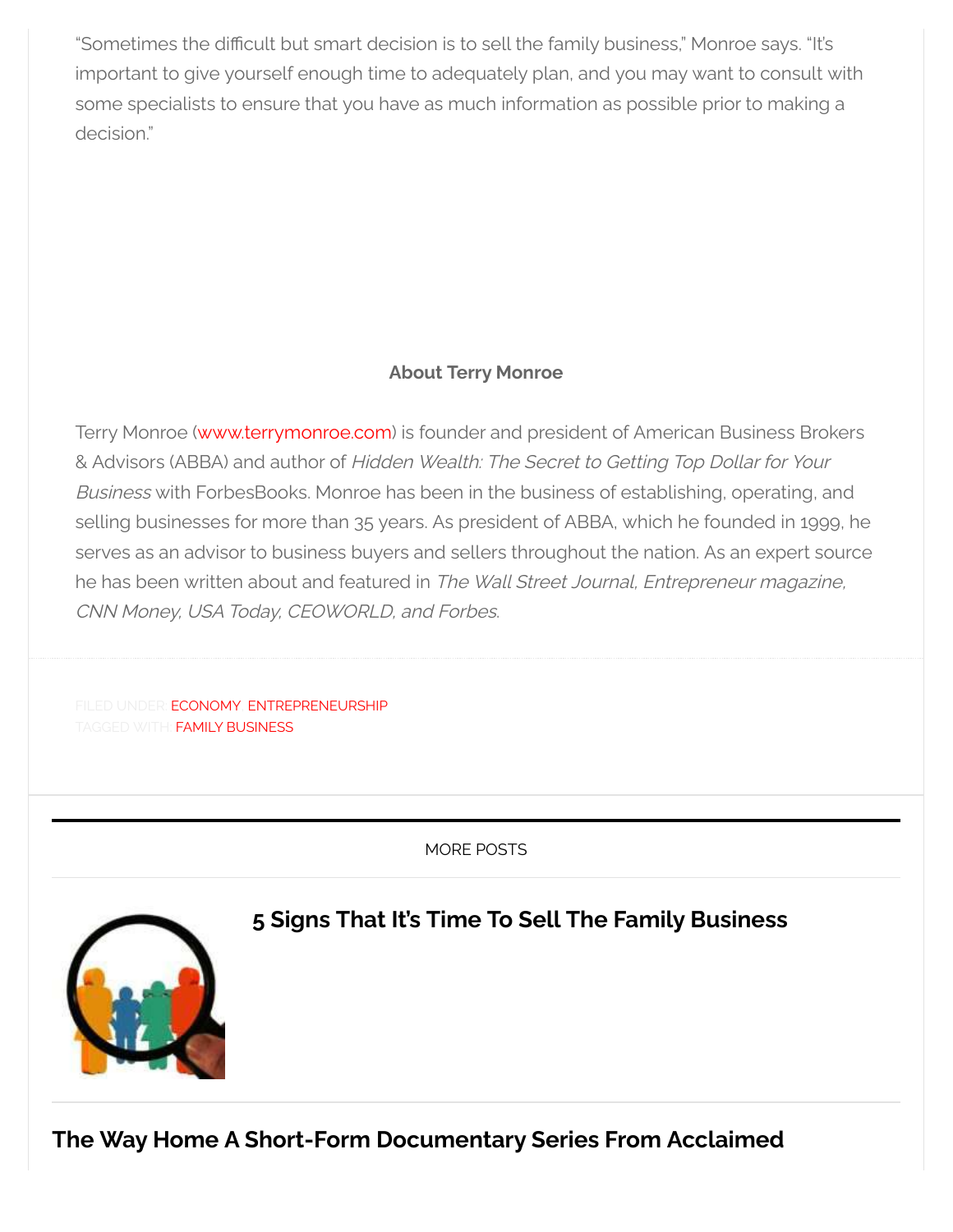"Sometimes the difficult but smart decision is to sell the family business," Monroe says. "It's important to give yourself enough time to adequately plan, and you may want to consult with some specialists to ensure that you have as much information as possible prior to making a decision."

**About Terry Monroe**

Terry Monroe (www.terrymonroe.com) is founder and president of American Business Brokers & Advisors (ABBA) and author of *Hidden Wealth: The Secret to Getting Top Dollar for Your Business* with ForbesBooks. Monroe has been in the business of establishing, operating, and selling businesses for more than 35 years. As president of ABBA, which he founded in 1999, he serves as an advisor to business buyers and sellers throughout the nation. As an expert source he has been written about and featured in *The Wall Street Journal, Entrepreneur magazine, CNN Money, USA Today, CEOWORLD, and Forbes*.

FILED UNDER: ECONOMY, ENTREPRENEURSHIP
TAGGED WITH: FAMILY BUSINESS

MORE POSTS

## 5 Signs That It's Time To Sell The Family Business

## The Way Home A Short-Form Documentary Series From Acclaimed